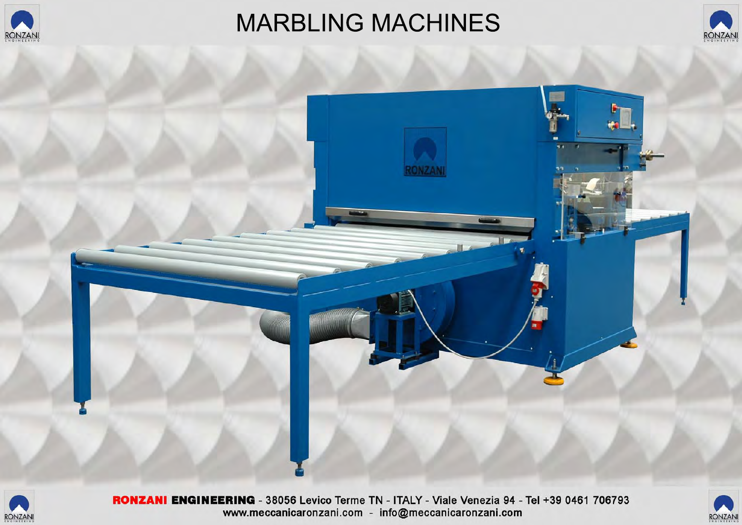# MARBLING MACHINES

**RONZANI ENGINEERING** - 38056 Levico Terme TN - ITALY - Viale Venezia 94 - Tel +39 0461 706793
www.meccanicaronzani.com - info@meccanicaronzani.com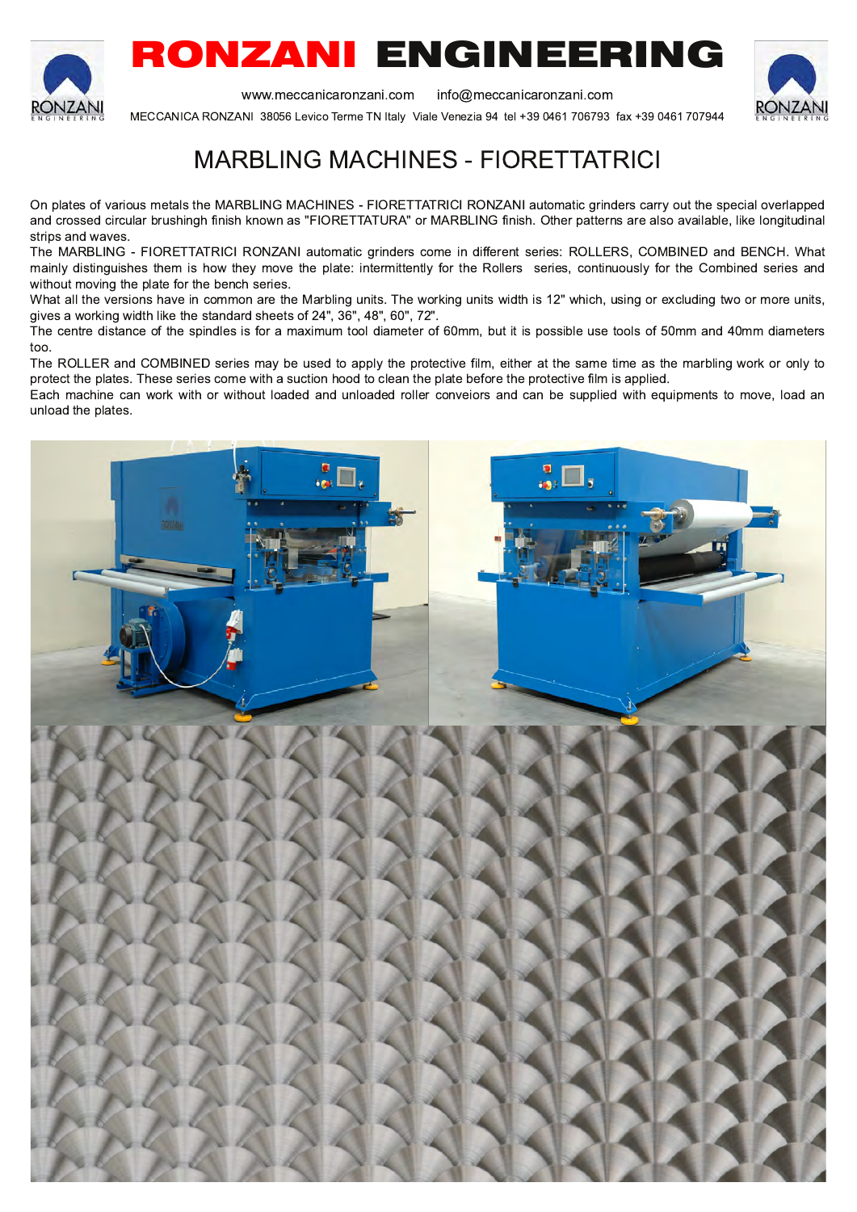# RONZANI ENGINEERING

www.meccanicaronzani.com info@meccanicaronzani.com

MECCANICA RONZANI 38056 Levico Terme TN Italy Viale Venezia 94 tel +39 0461 706793 fax +39 0461 707944

## MARBLING MACHINES - FIORETTATRICI

On plates of various metals the MARBLING MACHINES - FIORETTATRICI RONZANI automatic grinders carry out the special overlapped and crossed circular brushingh finish known as "FIORETTATURA" or MARBLING finish. Other patterns are also available, like longitudinal strips and waves.

The MARBLING - FIORETTATRICI RONZANI automatic grinders come in different series: ROLLERS, COMBINED and BENCH. What mainly distinguishes them is how they move the plate: intermittently for the Rollers series, continuously for the Combined series and without moving the plate for the bench series.

What all the versions have in common are the Marbling units. The working units width is 12" which, using or excluding two or more units, gives a working width like the standard sheets of 24", 36", 48", 60", 72".

The centre distance of the spindles is for a maximum tool diameter of 60mm, but it is possible use tools of 50mm and 40mm diameters too.

The ROLLER and COMBINED series may be used to apply the protective film, either at the same time as the marbling work or only to protect the plates. These series come with a suction hood to clean the plate before the protective film is applied.

Each machine can work with or without loaded and unloaded roller conveiors and can be supplied with equipments to move, load an unload the plates.